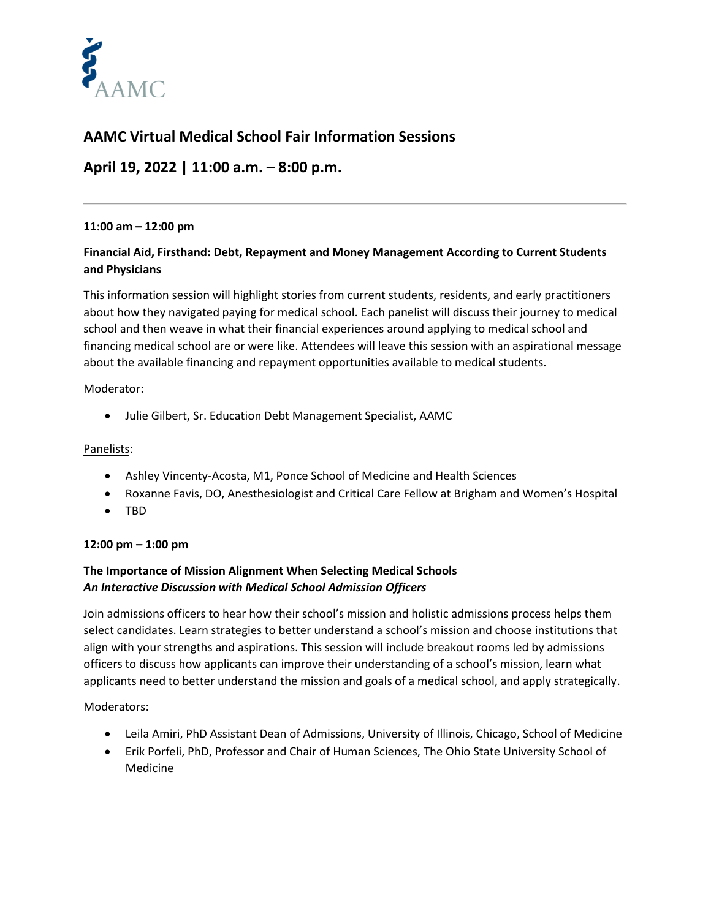AAMC

# AAMC Virtual Medical School Fair Information Sessions

## April 19, 2022 | 11:00 a.m. – 8:00 p.m.

---

**11:00 am – 12:00 pm**

**Financial Aid, Firsthand: Debt, Repayment and Money Management According to Current Students and Physicians**

This information session will highlight stories from current students, residents, and early practitioners about how they navigated paying for medical school. Each panelist will discuss their journey to medical school and then weave in what their financial experiences around applying to medical school and financing medical school are or were like. Attendees will leave this session with an aspirational message about the available financing and repayment opportunities available to medical students.

Moderator:

- Julie Gilbert, Sr. Education Debt Management Specialist, AAMC

Panelists:

- Ashley Vincenty-Acosta, M1, Ponce School of Medicine and Health Sciences
- Roxanne Favis, DO, Anesthesiologist and Critical Care Fellow at Brigham and Women's Hospital
- TBD

**12:00 pm – 1:00 pm**

**The Importance of Mission Alignment When Selecting Medical Schools**
***An Interactive Discussion with Medical School Admission Officers***

Join admissions officers to hear how their school's mission and holistic admissions process helps them select candidates. Learn strategies to better understand a school's mission and choose institutions that align with your strengths and aspirations. This session will include breakout rooms led by admissions officers to discuss how applicants can improve their understanding of a school's mission, learn what applicants need to better understand the mission and goals of a medical school, and apply strategically.

Moderators:

- Leila Amiri, PhD Assistant Dean of Admissions, University of Illinois, Chicago, School of Medicine
- Erik Porfeli, PhD, Professor and Chair of Human Sciences, The Ohio State University School of Medicine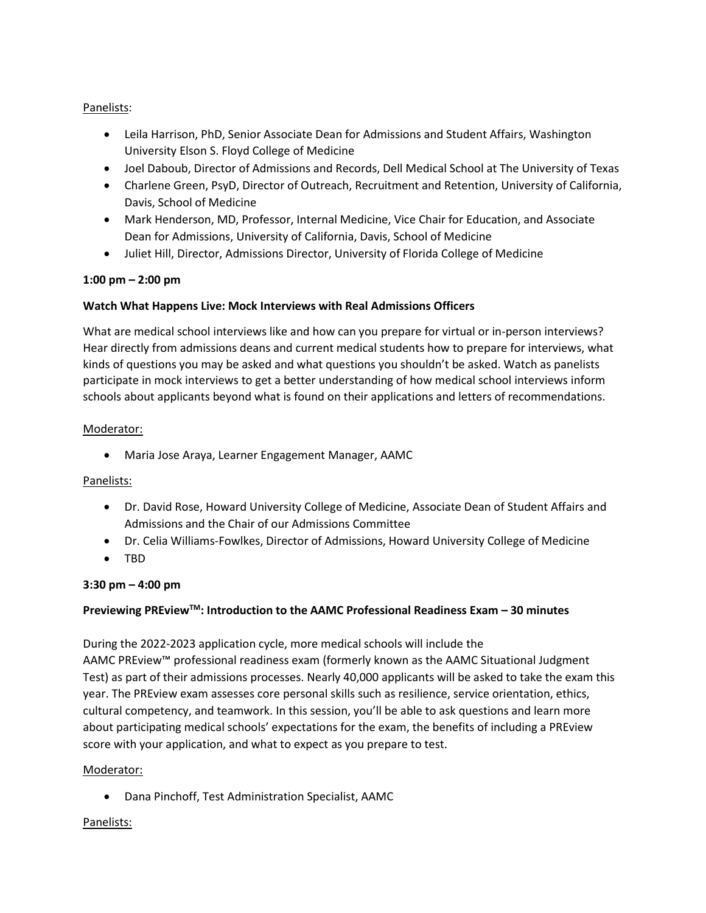Panelists:

- Leila Harrison, PhD, Senior Associate Dean for Admissions and Student Affairs, Washington University Elson S. Floyd College of Medicine
- Joel Daboub, Director of Admissions and Records, Dell Medical School at The University of Texas
- Charlene Green, PsyD, Director of Outreach, Recruitment and Retention, University of California, Davis, School of Medicine
- Mark Henderson, MD, Professor, Internal Medicine, Vice Chair for Education, and Associate Dean for Admissions, University of California, Davis, School of Medicine
- Juliet Hill, Director, Admissions Director, University of Florida College of Medicine

**1:00 pm – 2:00 pm**

**Watch What Happens Live: Mock Interviews with Real Admissions Officers**

What are medical school interviews like and how can you prepare for virtual or in-person interviews? Hear directly from admissions deans and current medical students how to prepare for interviews, what kinds of questions you may be asked and what questions you shouldn't be asked. Watch as panelists participate in mock interviews to get a better understanding of how medical school interviews inform schools about applicants beyond what is found on their applications and letters of recommendations.

Moderator:

- Maria Jose Araya, Learner Engagement Manager, AAMC

Panelists:

- Dr. David Rose, Howard University College of Medicine, Associate Dean of Student Affairs and Admissions and the Chair of our Admissions Committee
- Dr. Celia Williams-Fowlkes, Director of Admissions, Howard University College of Medicine
- TBD

**3:30 pm – 4:00 pm**

**Previewing PREview™: Introduction to the AAMC Professional Readiness Exam – 30 minutes**

During the 2022-2023 application cycle, more medical schools will include the AAMC PREview™ professional readiness exam (formerly known as the AAMC Situational Judgment Test) as part of their admissions processes. Nearly 40,000 applicants will be asked to take the exam this year. The PREview exam assesses core personal skills such as resilience, service orientation, ethics, cultural competency, and teamwork. In this session, you'll be able to ask questions and learn more about participating medical schools' expectations for the exam, the benefits of including a PREview score with your application, and what to expect as you prepare to test.

Moderator:

- Dana Pinchoff, Test Administration Specialist, AAMC

Panelists: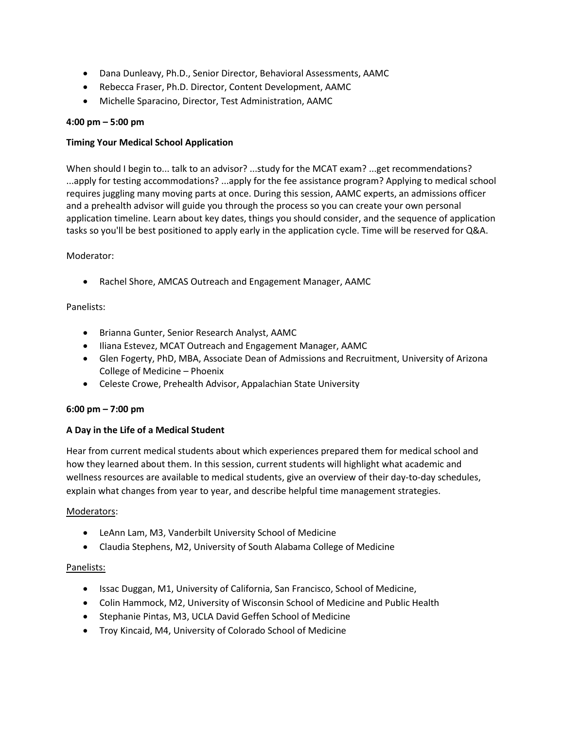- Dana Dunleavy, Ph.D., Senior Director, Behavioral Assessments, AAMC
- Rebecca Fraser, Ph.D. Director, Content Development, AAMC
- Michelle Sparacino, Director, Test Administration, AAMC

**4:00 pm – 5:00 pm**

**Timing Your Medical School Application**

When should I begin to... talk to an advisor? ...study for the MCAT exam? ...get recommendations? ...apply for testing accommodations? ...apply for the fee assistance program? Applying to medical school requires juggling many moving parts at once. During this session, AAMC experts, an admissions officer and a prehealth advisor will guide you through the process so you can create your own personal application timeline. Learn about key dates, things you should consider, and the sequence of application tasks so you'll be best positioned to apply early in the application cycle. Time will be reserved for Q&A.

Moderator:

- Rachel Shore, AMCAS Outreach and Engagement Manager, AAMC

Panelists:

- Brianna Gunter, Senior Research Analyst, AAMC
- Iliana Estevez, MCAT Outreach and Engagement Manager, AAMC
- Glen Fogerty, PhD, MBA, Associate Dean of Admissions and Recruitment, University of Arizona College of Medicine – Phoenix
- Celeste Crowe, Prehealth Advisor, Appalachian State University

**6:00 pm – 7:00 pm**

**A Day in the Life of a Medical Student**

Hear from current medical students about which experiences prepared them for medical school and how they learned about them. In this session, current students will highlight what academic and wellness resources are available to medical students, give an overview of their day-to-day schedules, explain what changes from year to year, and describe helpful time management strategies.

Moderators:

- LeAnn Lam, M3, Vanderbilt University School of Medicine
- Claudia Stephens, M2, University of South Alabama College of Medicine

Panelists:

- Issac Duggan, M1, University of California, San Francisco, School of Medicine,
- Colin Hammock, M2, University of Wisconsin School of Medicine and Public Health
- Stephanie Pintas, M3, UCLA David Geffen School of Medicine
- Troy Kincaid, M4, University of Colorado School of Medicine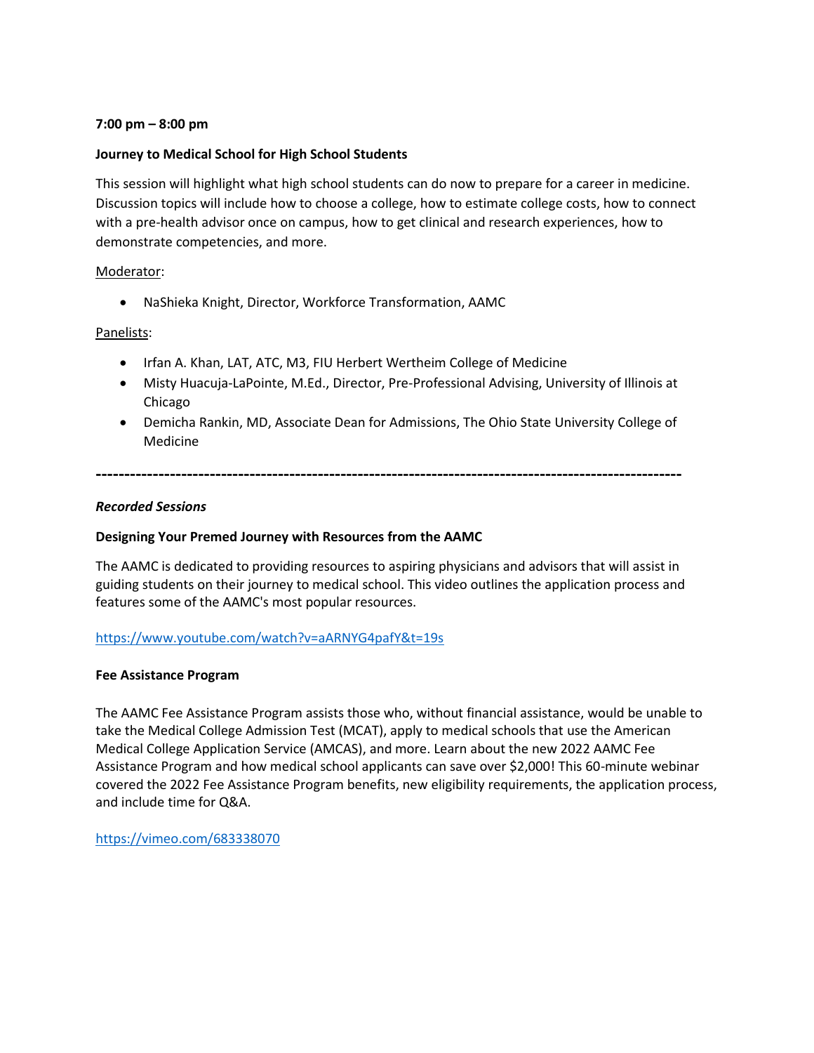**7:00 pm – 8:00 pm**

**Journey to Medical School for High School Students**

This session will highlight what high school students can do now to prepare for a career in medicine. Discussion topics will include how to choose a college, how to estimate college costs, how to connect with a pre-health advisor once on campus, how to get clinical and research experiences, how to demonstrate competencies, and more.

<u>Moderator</u>:

- NaShieka Knight, Director, Workforce Transformation, AAMC

<u>Panelists</u>:

- Irfan A. Khan, LAT, ATC, M3, FIU Herbert Wertheim College of Medicine
- Misty Huacuja-LaPointe, M.Ed., Director, Pre-Professional Advising, University of Illinois at Chicago
- Demicha Rankin, MD, Associate Dean for Admissions, The Ohio State University College of Medicine

---

***Recorded Sessions***

**Designing Your Premed Journey with Resources from the AAMC**

The AAMC is dedicated to providing resources to aspiring physicians and advisors that will assist in guiding students on their journey to medical school. This video outlines the application process and features some of the AAMC's most popular resources.

https://www.youtube.com/watch?v=aARNYG4pafY&t=19s

**Fee Assistance Program**

The AAMC Fee Assistance Program assists those who, without financial assistance, would be unable to take the Medical College Admission Test (MCAT), apply to medical schools that use the American Medical College Application Service (AMCAS), and more. Learn about the new 2022 AAMC Fee Assistance Program and how medical school applicants can save over $2,000! This 60-minute webinar covered the 2022 Fee Assistance Program benefits, new eligibility requirements, the application process, and include time for Q&A.

https://vimeo.com/683338070